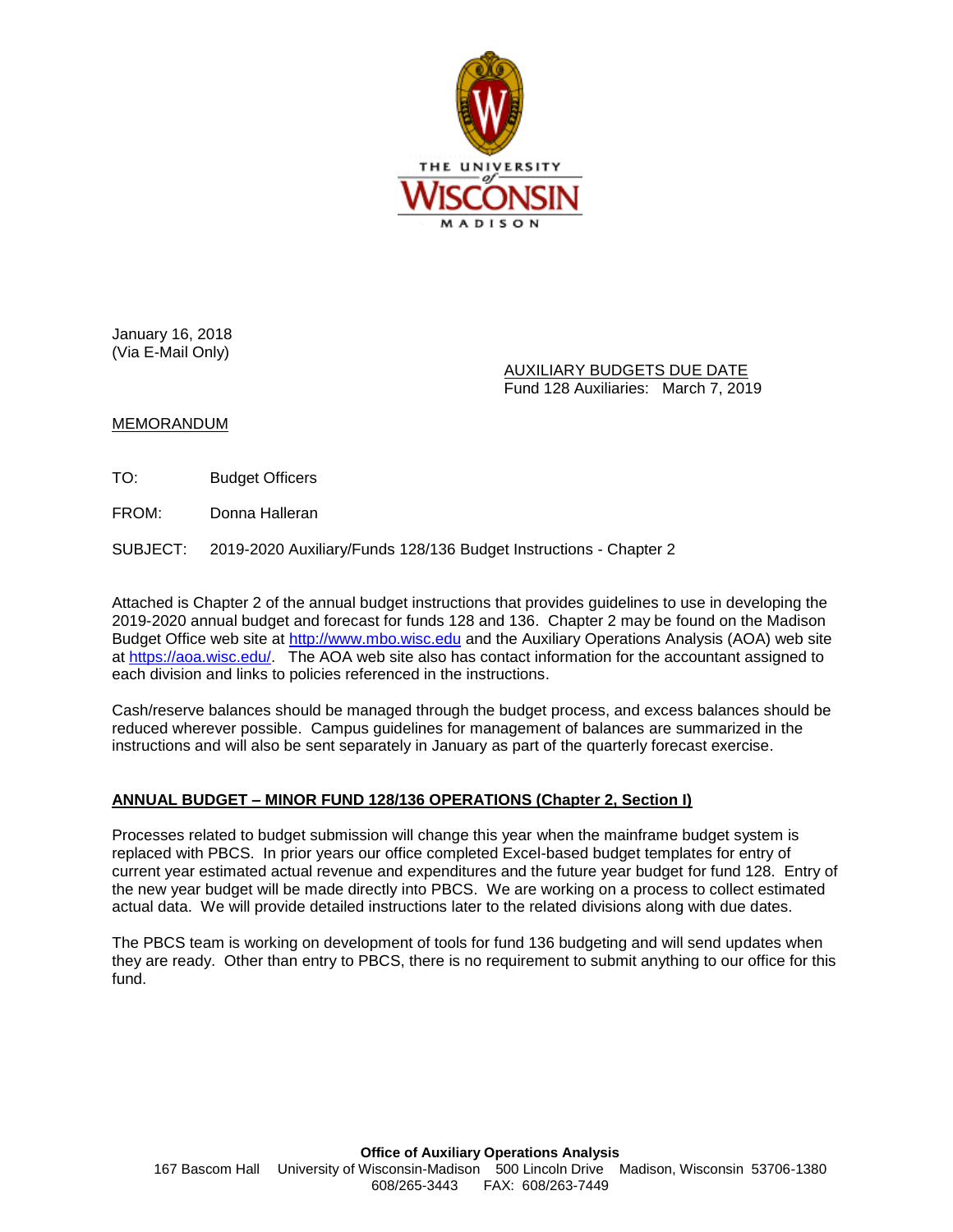January 16, 2018
(Via E-Mail Only)

AUXILIARY BUDGETS DUE DATE
Fund 128 Auxiliaries: March 7, 2019

MEMORANDUM

TO: Budget Officers

FROM: Donna Halleran

SUBJECT: 2019-2020 Auxiliary/Funds 128/136 Budget Instructions - Chapter 2

Attached is Chapter 2 of the annual budget instructions that provides guidelines to use in developing the 2019-2020 annual budget and forecast for funds 128 and 136. Chapter 2 may be found on the Madison Budget Office web site at http://www.mbo.wisc.edu and the Auxiliary Operations Analysis (AOA) web site at https://aoa.wisc.edu/. The AOA web site also has contact information for the accountant assigned to each division and links to policies referenced in the instructions.

Cash/reserve balances should be managed through the budget process, and excess balances should be reduced wherever possible. Campus guidelines for management of balances are summarized in the instructions and will also be sent separately in January as part of the quarterly forecast exercise.

**ANNUAL BUDGET – MINOR FUND 128/136 OPERATIONS (Chapter 2, Section I)**

Processes related to budget submission will change this year when the mainframe budget system is replaced with PBCS. In prior years our office completed Excel-based budget templates for entry of current year estimated actual revenue and expenditures and the future year budget for fund 128. Entry of the new year budget will be made directly into PBCS. We are working on a process to collect estimated actual data. We will provide detailed instructions later to the related divisions along with due dates.

The PBCS team is working on development of tools for fund 136 budgeting and will send updates when they are ready. Other than entry to PBCS, there is no requirement to submit anything to our office for this fund.

**Office of Auxiliary Operations Analysis**
167 Bascom Hall University of Wisconsin-Madison 500 Lincoln Drive Madison, Wisconsin 53706-1380
608/265-3443 FAX: 608/263-7449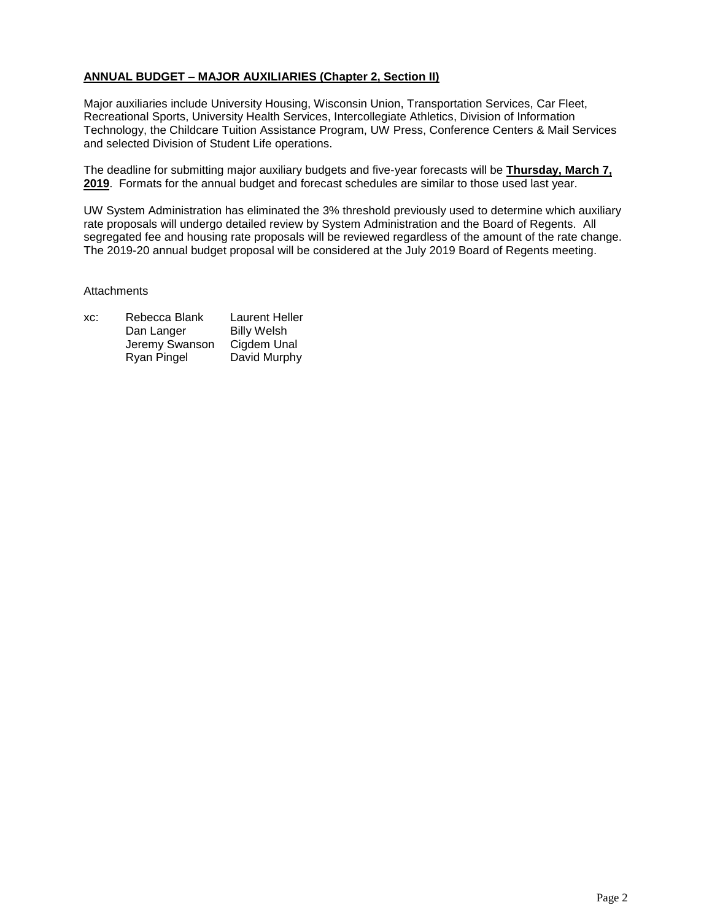**ANNUAL BUDGET – MAJOR AUXILIARIES (Chapter 2, Section II)**

Major auxiliaries include University Housing, Wisconsin Union, Transportation Services, Car Fleet, Recreational Sports, University Health Services, Intercollegiate Athletics, Division of Information Technology, the Childcare Tuition Assistance Program, UW Press, Conference Centers & Mail Services and selected Division of Student Life operations.

The deadline for submitting major auxiliary budgets and five-year forecasts will be **Thursday, March 7, 2019**. Formats for the annual budget and forecast schedules are similar to those used last year.

UW System Administration has eliminated the 3% threshold previously used to determine which auxiliary rate proposals will undergo detailed review by System Administration and the Board of Regents. All segregated fee and housing rate proposals will be reviewed regardless of the amount of the rate change. The 2019-20 annual budget proposal will be considered at the July 2019 Board of Regents meeting.

Attachments

| | | |
|---|---|---|
| xc: | Rebecca Blank | Laurent Heller |
| | Dan Langer | Billy Welsh |
| | Jeremy Swanson | Cigdem Unal |
| | Ryan Pingel | David Murphy |